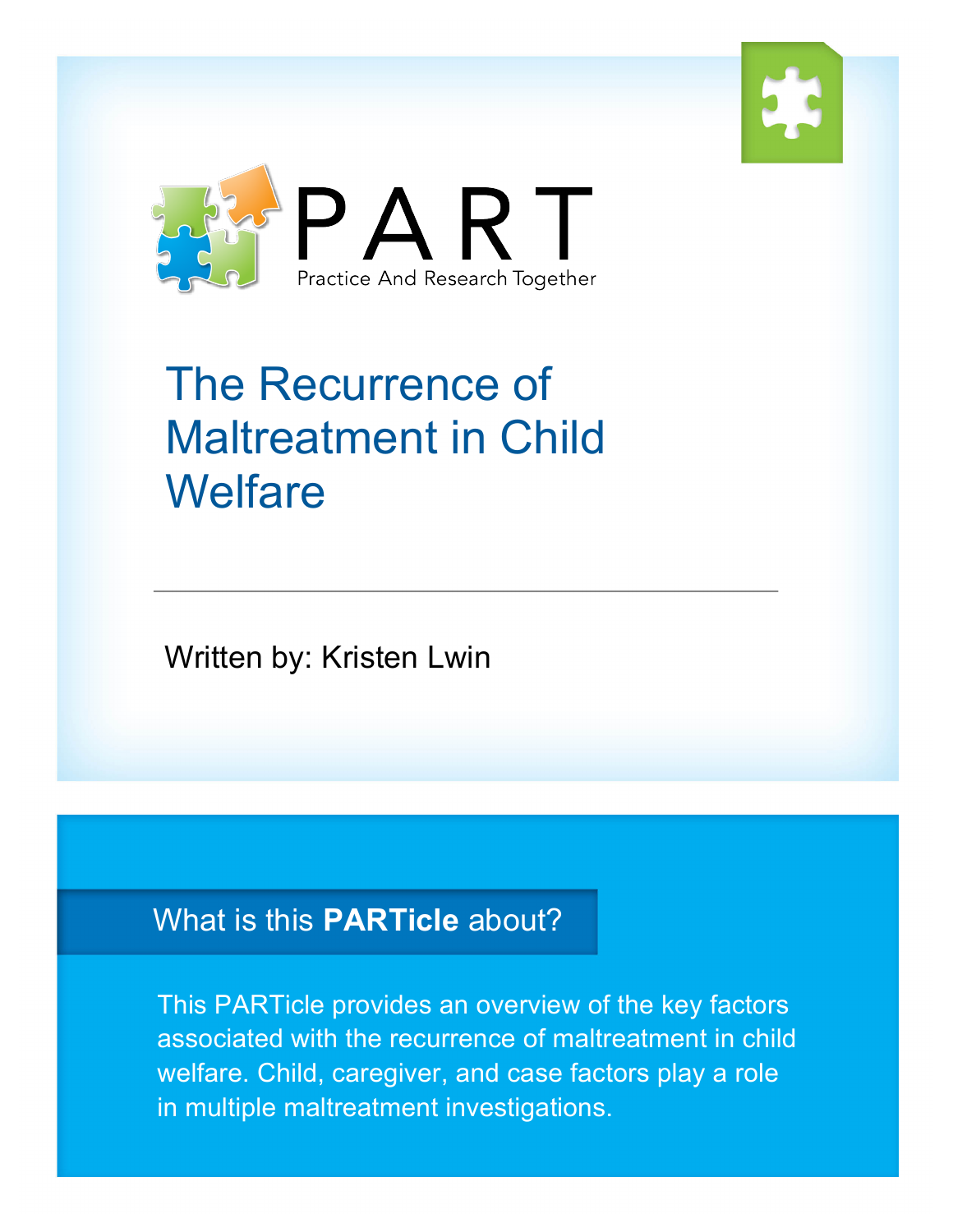# PART

Practice And Research Together

# The Recurrence of Maltreatment in Child Welfare

Written by: Kristen Lwin

## What is this **PARTicle** about?

This PARTicle provides an overview of the key factors associated with the recurrence of maltreatment in child welfare. Child, caregiver, and case factors play a role in multiple maltreatment investigations.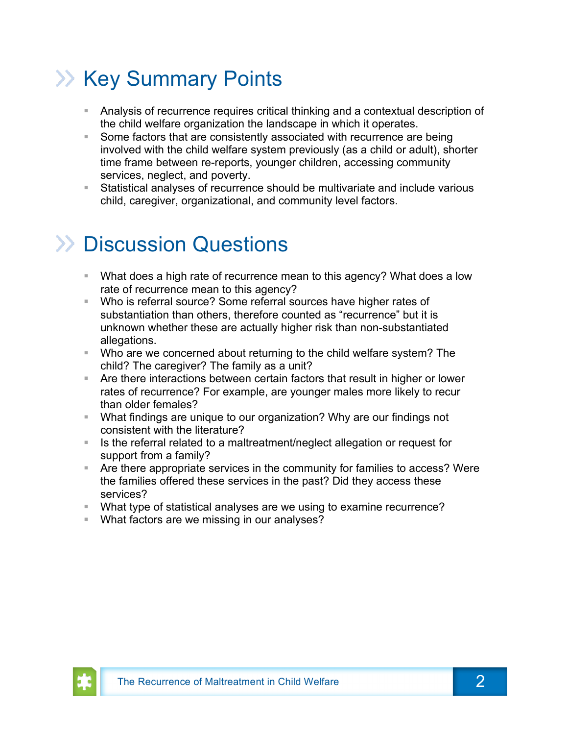## Key Summary Points

- Analysis of recurrence requires critical thinking and a contextual description of the child welfare organization the landscape in which it operates.
- Some factors that are consistently associated with recurrence are being involved with the child welfare system previously (as a child or adult), shorter time frame between re-reports, younger children, accessing community services, neglect, and poverty.
- Statistical analyses of recurrence should be multivariate and include various child, caregiver, organizational, and community level factors.

## Discussion Questions

- What does a high rate of recurrence mean to this agency? What does a low rate of recurrence mean to this agency?
- Who is referral source? Some referral sources have higher rates of substantiation than others, therefore counted as "recurrence" but it is unknown whether these are actually higher risk than non-substantiated allegations.
- Who are we concerned about returning to the child welfare system? The child? The caregiver? The family as a unit?
- Are there interactions between certain factors that result in higher or lower rates of recurrence? For example, are younger males more likely to recur than older females?
- What findings are unique to our organization? Why are our findings not consistent with the literature?
- Is the referral related to a maltreatment/neglect allegation or request for support from a family?
- Are there appropriate services in the community for families to access? Were the families offered these services in the past? Did they access these services?
- What type of statistical analyses are we using to examine recurrence?
- What factors are we missing in our analyses?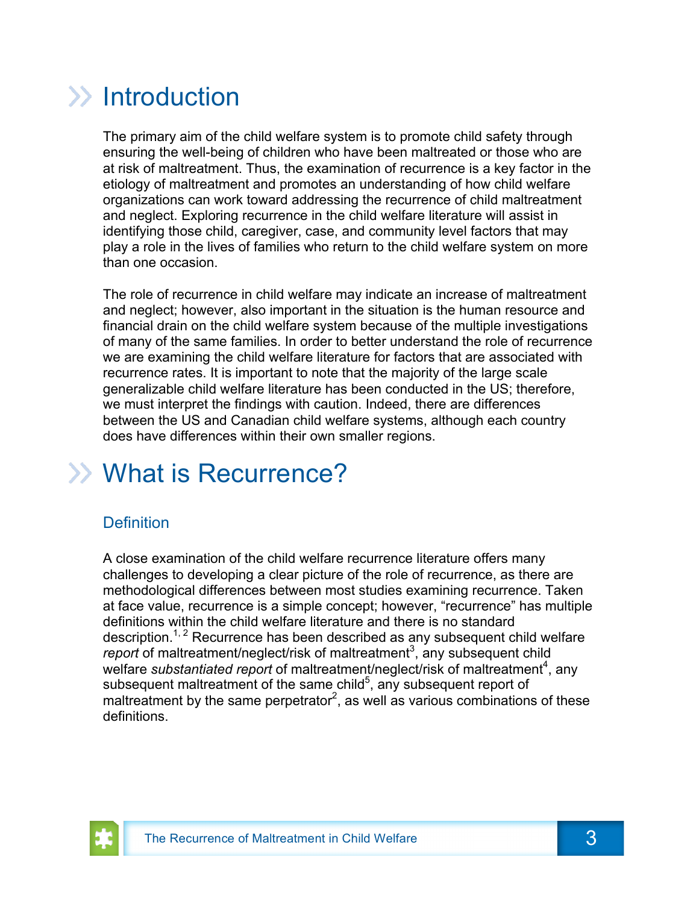# Introduction

The primary aim of the child welfare system is to promote child safety through ensuring the well-being of children who have been maltreated or those who are at risk of maltreatment. Thus, the examination of recurrence is a key factor in the etiology of maltreatment and promotes an understanding of how child welfare organizations can work toward addressing the recurrence of child maltreatment and neglect. Exploring recurrence in the child welfare literature will assist in identifying those child, caregiver, case, and community level factors that may play a role in the lives of families who return to the child welfare system on more than one occasion.

The role of recurrence in child welfare may indicate an increase of maltreatment and neglect; however, also important in the situation is the human resource and financial drain on the child welfare system because of the multiple investigations of many of the same families. In order to better understand the role of recurrence we are examining the child welfare literature for factors that are associated with recurrence rates. It is important to note that the majority of the large scale generalizable child welfare literature has been conducted in the US; therefore, we must interpret the findings with caution. Indeed, there are differences between the US and Canadian child welfare systems, although each country does have differences within their own smaller regions.

# What is Recurrence?

## Definition

A close examination of the child welfare recurrence literature offers many challenges to developing a clear picture of the role of recurrence, as there are methodological differences between most studies examining recurrence. Taken at face value, recurrence is a simple concept; however, "recurrence" has multiple definitions within the child welfare literature and there is no standard description.[1, 2] Recurrence has been described as any subsequent child welfare *report* of maltreatment/neglect/risk of maltreatment[3], any subsequent child welfare *substantiated report* of maltreatment/neglect/risk of maltreatment[4], any subsequent maltreatment of the same child[5], any subsequent report of maltreatment by the same perpetrator[2], as well as various combinations of these definitions.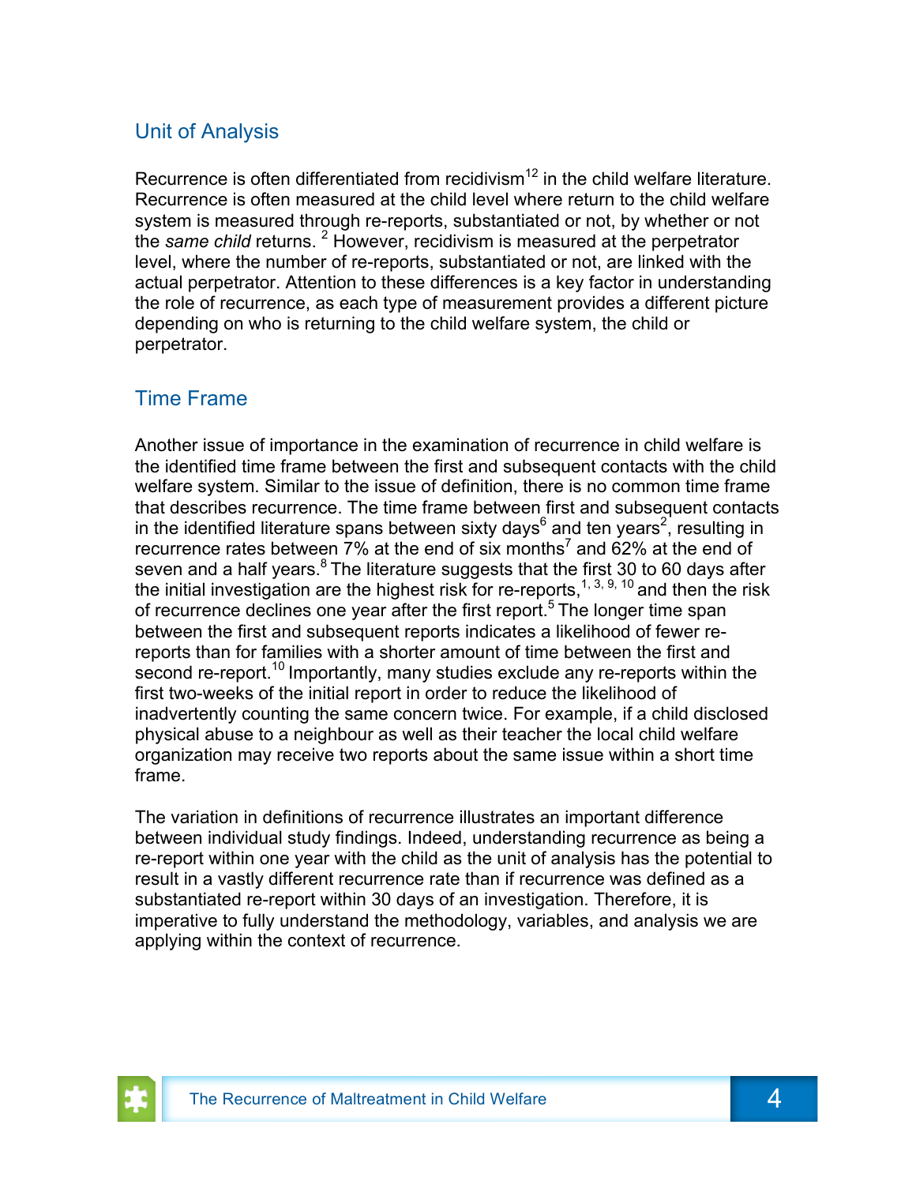## Unit of Analysis

Recurrence is often differentiated from recidivism[12] in the child welfare literature. Recurrence is often measured at the child level where return to the child welfare system is measured through re-reports, substantiated or not, by whether or not the *same child* returns. [2] However, recidivism is measured at the perpetrator level, where the number of re-reports, substantiated or not, are linked with the actual perpetrator. Attention to these differences is a key factor in understanding the role of recurrence, as each type of measurement provides a different picture depending on who is returning to the child welfare system, the child or perpetrator.

## Time Frame

Another issue of importance in the examination of recurrence in child welfare is the identified time frame between the first and subsequent contacts with the child welfare system. Similar to the issue of definition, there is no common time frame that describes recurrence. The time frame between first and subsequent contacts in the identified literature spans between sixty days[6] and ten years[2], resulting in recurrence rates between 7% at the end of six months[7] and 62% at the end of seven and a half years.[8] The literature suggests that the first 30 to 60 days after the initial investigation are the highest risk for re-reports,[1, 3, 9, 10] and then the risk of recurrence declines one year after the first report.[5] The longer time span between the first and subsequent reports indicates a likelihood of fewer re-reports than for families with a shorter amount of time between the first and second re-report.[10] Importantly, many studies exclude any re-reports within the first two-weeks of the initial report in order to reduce the likelihood of inadvertently counting the same concern twice. For example, if a child disclosed physical abuse to a neighbour as well as their teacher the local child welfare organization may receive two reports about the same issue within a short time frame.

The variation in definitions of recurrence illustrates an important difference between individual study findings. Indeed, understanding recurrence as being a re-report within one year with the child as the unit of analysis has the potential to result in a vastly different recurrence rate than if recurrence was defined as a substantiated re-report within 30 days of an investigation. Therefore, it is imperative to fully understand the methodology, variables, and analysis we are applying within the context of recurrence.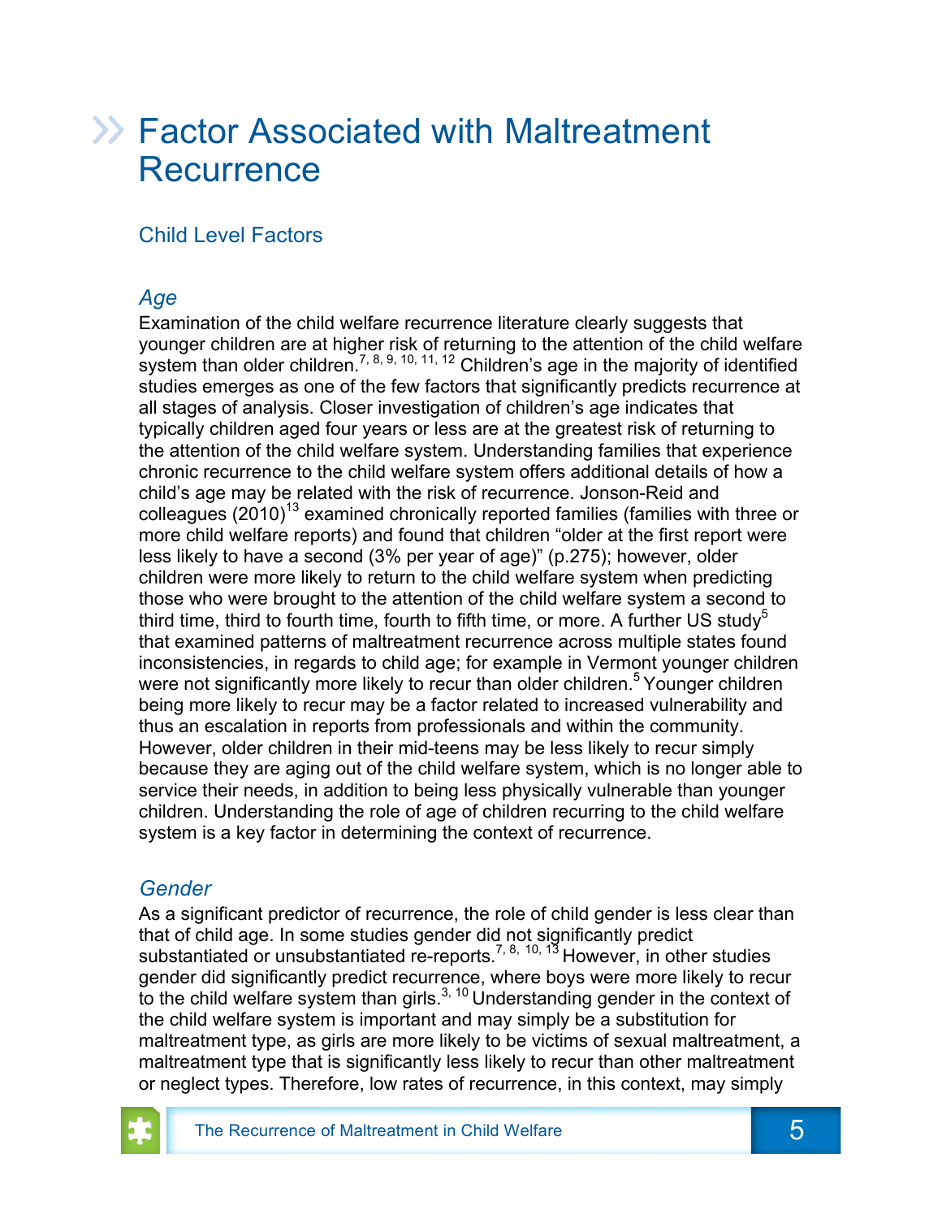# Factor Associated with Maltreatment Recurrence

## Child Level Factors

### *Age*

Examination of the child welfare recurrence literature clearly suggests that younger children are at higher risk of returning to the attention of the child welfare system than older children.[7, 8, 9, 10, 11, 12] Children's age in the majority of identified studies emerges as one of the few factors that significantly predicts recurrence at all stages of analysis. Closer investigation of children's age indicates that typically children aged four years or less are at the greatest risk of returning to the attention of the child welfare system. Understanding families that experience chronic recurrence to the child welfare system offers additional details of how a child's age may be related with the risk of recurrence. Jonson-Reid and colleagues (2010)[13] examined chronically reported families (families with three or more child welfare reports) and found that children "older at the first report were less likely to have a second (3% per year of age)" (p.275); however, older children were more likely to return to the child welfare system when predicting those who were brought to the attention of the child welfare system a second to third time, third to fourth time, fourth to fifth time, or more. A further US study[5] that examined patterns of maltreatment recurrence across multiple states found inconsistencies, in regards to child age; for example in Vermont younger children were not significantly more likely to recur than older children.[5] Younger children being more likely to recur may be a factor related to increased vulnerability and thus an escalation in reports from professionals and within the community. However, older children in their mid-teens may be less likely to recur simply because they are aging out of the child welfare system, which is no longer able to service their needs, in addition to being less physically vulnerable than younger children. Understanding the role of age of children recurring to the child welfare system is a key factor in determining the context of recurrence.

### *Gender*

As a significant predictor of recurrence, the role of child gender is less clear than that of child age. In some studies gender did not significantly predict substantiated or unsubstantiated re-reports.[7, 8, 10, 13] However, in other studies gender did significantly predict recurrence, where boys were more likely to recur to the child welfare system than girls.[3, 10] Understanding gender in the context of the child welfare system is important and may simply be a substitution for maltreatment type, as girls are more likely to be victims of sexual maltreatment, a maltreatment type that is significantly less likely to recur than other maltreatment or neglect types. Therefore, low rates of recurrence, in this context, may simply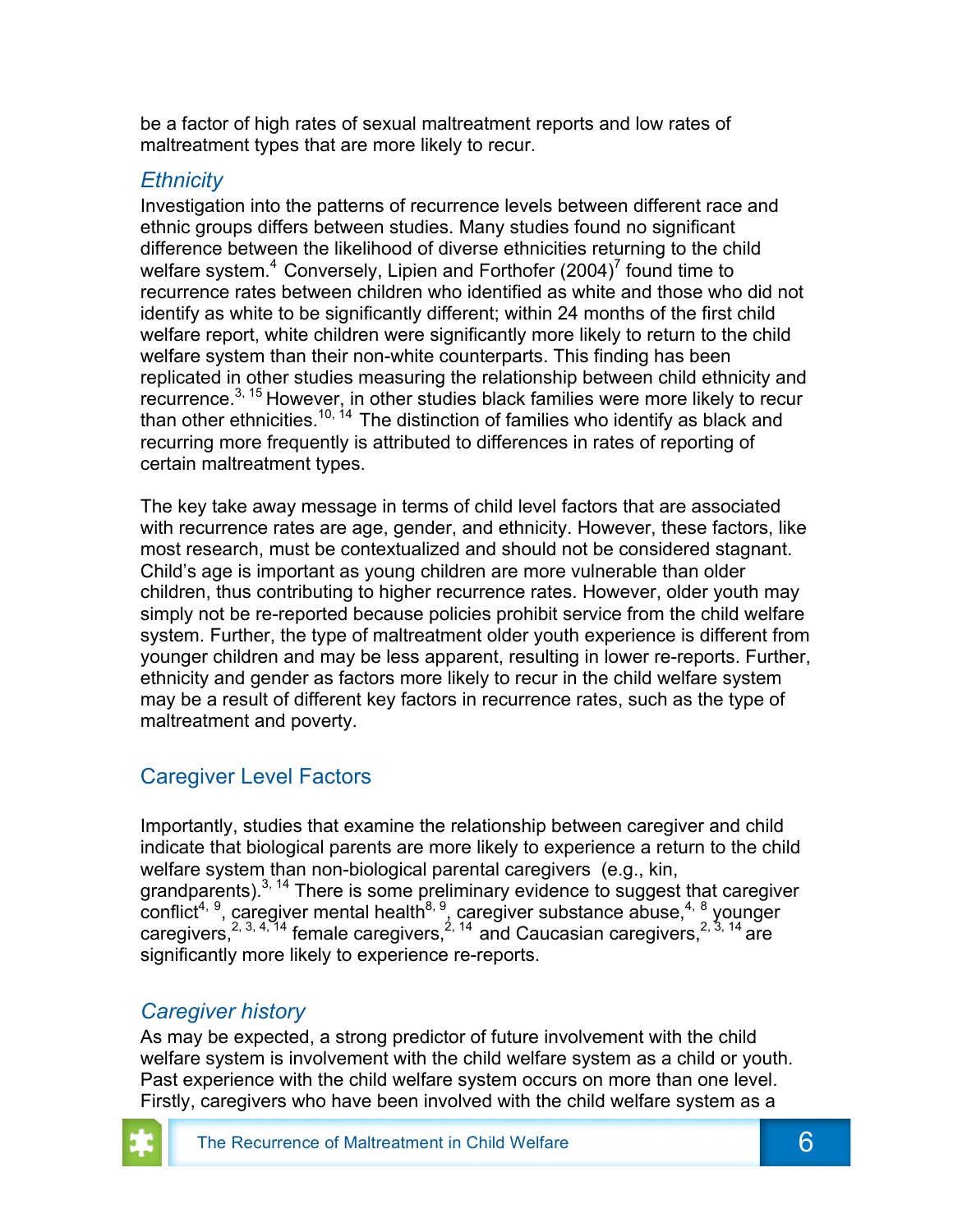be a factor of high rates of sexual maltreatment reports and low rates of maltreatment types that are more likely to recur.

### *Ethnicity*

Investigation into the patterns of recurrence levels between different race and ethnic groups differs between studies. Many studies found no significant difference between the likelihood of diverse ethnicities returning to the child welfare system.[4] Conversely, Lipien and Forthofer (2004)[7] found time to recurrence rates between children who identified as white and those who did not identify as white to be significantly different; within 24 months of the first child welfare report, white children were significantly more likely to return to the child welfare system than their non-white counterparts. This finding has been replicated in other studies measuring the relationship between child ethnicity and recurrence.[3, 15] However, in other studies black families were more likely to recur than other ethnicities.[10, 14] The distinction of families who identify as black and recurring more frequently is attributed to differences in rates of reporting of certain maltreatment types.

The key take away message in terms of child level factors that are associated with recurrence rates are age, gender, and ethnicity. However, these factors, like most research, must be contextualized and should not be considered stagnant. Child's age is important as young children are more vulnerable than older children, thus contributing to higher recurrence rates. However, older youth may simply not be re-reported because policies prohibit service from the child welfare system. Further, the type of maltreatment older youth experience is different from younger children and may be less apparent, resulting in lower re-reports. Further, ethnicity and gender as factors more likely to recur in the child welfare system may be a result of different key factors in recurrence rates, such as the type of maltreatment and poverty.

## Caregiver Level Factors

Importantly, studies that examine the relationship between caregiver and child indicate that biological parents are more likely to experience a return to the child welfare system than non-biological parental caregivers (e.g., kin, grandparents).[3, 14] There is some preliminary evidence to suggest that caregiver conflict[4, 9], caregiver mental health[8, 9], caregiver substance abuse,[4, 8] younger caregivers,[2, 3, 4, 14] female caregivers,[2, 14] and Caucasian caregivers,[2, 3, 14] are significantly more likely to experience re-reports.

### *Caregiver history*

As may be expected, a strong predictor of future involvement with the child welfare system is involvement with the child welfare system as a child or youth. Past experience with the child welfare system occurs on more than one level. Firstly, caregivers who have been involved with the child welfare system as a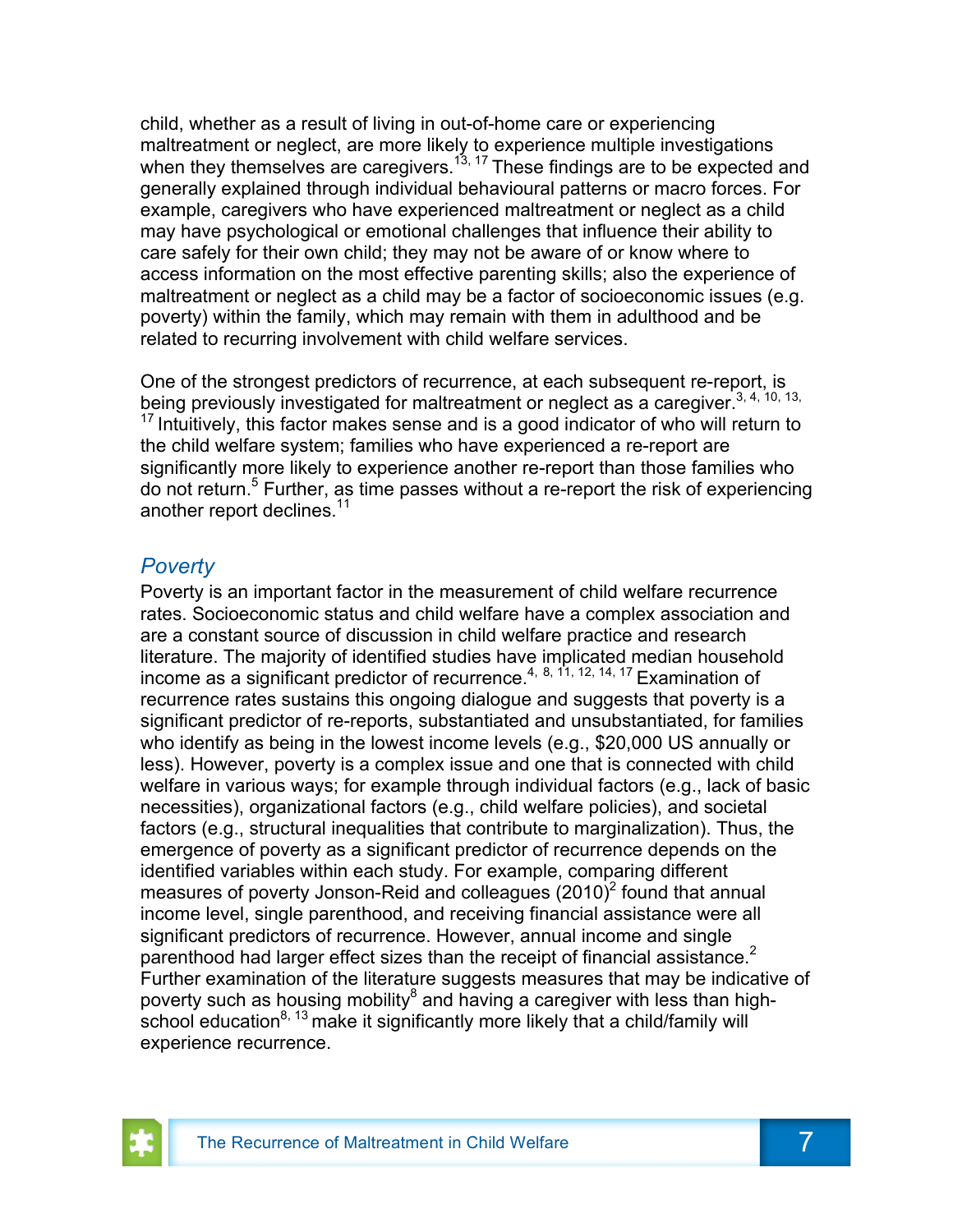child, whether as a result of living in out-of-home care or experiencing maltreatment or neglect, are more likely to experience multiple investigations when they themselves are caregivers.[13, 17] These findings are to be expected and generally explained through individual behavioural patterns or macro forces. For example, caregivers who have experienced maltreatment or neglect as a child may have psychological or emotional challenges that influence their ability to care safely for their own child; they may not be aware of or know where to access information on the most effective parenting skills; also the experience of maltreatment or neglect as a child may be a factor of socioeconomic issues (e.g. poverty) within the family, which may remain with them in adulthood and be related to recurring involvement with child welfare services.

One of the strongest predictors of recurrence, at each subsequent re-report, is being previously investigated for maltreatment or neglect as a caregiver.[3, 4, 10, 13, 17] Intuitively, this factor makes sense and is a good indicator of who will return to the child welfare system; families who have experienced a re-report are significantly more likely to experience another re-report than those families who do not return.[5] Further, as time passes without a re-report the risk of experiencing another report declines.[11]

## *Poverty*

Poverty is an important factor in the measurement of child welfare recurrence rates. Socioeconomic status and child welfare have a complex association and are a constant source of discussion in child welfare practice and research literature. The majority of identified studies have implicated median household income as a significant predictor of recurrence.[4, 8, 11, 12, 14, 17] Examination of recurrence rates sustains this ongoing dialogue and suggests that poverty is a significant predictor of re-reports, substantiated and unsubstantiated, for families who identify as being in the lowest income levels (e.g., $20,000 US annually or less). However, poverty is a complex issue and one that is connected with child welfare in various ways; for example through individual factors (e.g., lack of basic necessities), organizational factors (e.g., child welfare policies), and societal factors (e.g., structural inequalities that contribute to marginalization). Thus, the emergence of poverty as a significant predictor of recurrence depends on the identified variables within each study. For example, comparing different measures of poverty Jonson-Reid and colleagues (2010)[2] found that annual income level, single parenthood, and receiving financial assistance were all significant predictors of recurrence. However, annual income and single parenthood had larger effect sizes than the receipt of financial assistance.[2] Further examination of the literature suggests measures that may be indicative of poverty such as housing mobility[8] and having a caregiver with less than high-school education[8, 13] make it significantly more likely that a child/family will experience recurrence.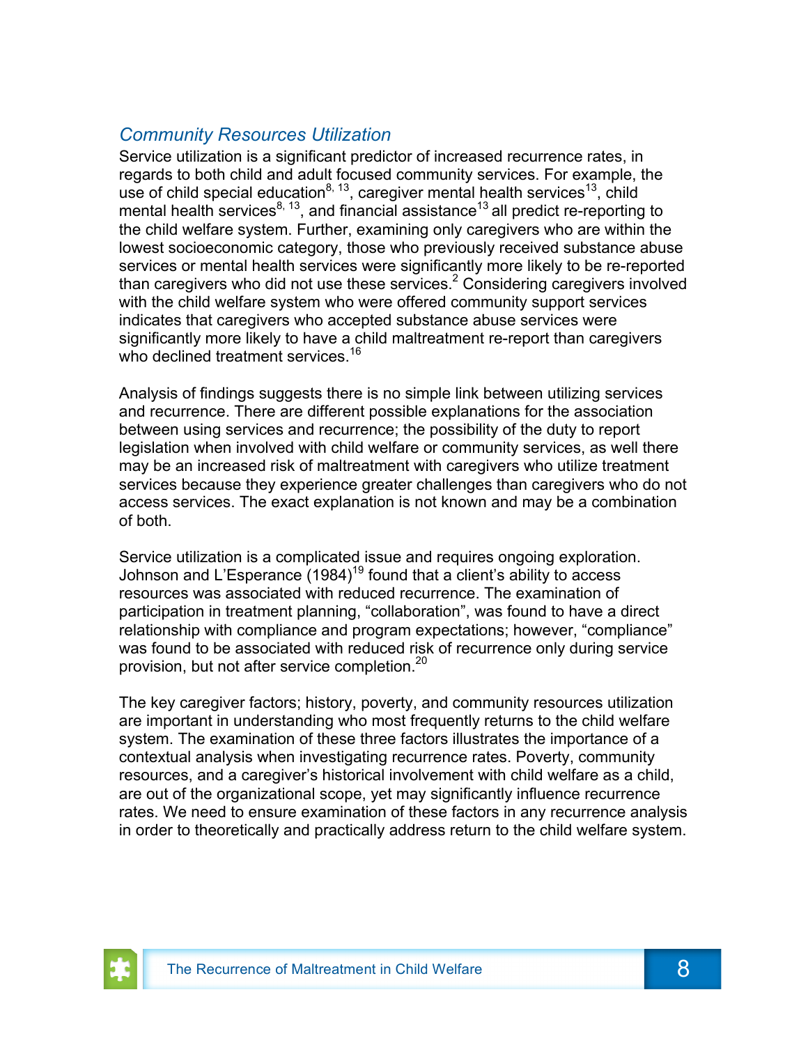### *Community Resources Utilization*

Service utilization is a significant predictor of increased recurrence rates, in regards to both child and adult focused community services. For example, the use of child special education[8, 13], caregiver mental health services[13], child mental health services[8, 13], and financial assistance[13] all predict re-reporting to the child welfare system. Further, examining only caregivers who are within the lowest socioeconomic category, those who previously received substance abuse services or mental health services were significantly more likely to be re-reported than caregivers who did not use these services.[2] Considering caregivers involved with the child welfare system who were offered community support services indicates that caregivers who accepted substance abuse services were significantly more likely to have a child maltreatment re-report than caregivers who declined treatment services.[16]

Analysis of findings suggests there is no simple link between utilizing services and recurrence. There are different possible explanations for the association between using services and recurrence; the possibility of the duty to report legislation when involved with child welfare or community services, as well there may be an increased risk of maltreatment with caregivers who utilize treatment services because they experience greater challenges than caregivers who do not access services. The exact explanation is not known and may be a combination of both.

Service utilization is a complicated issue and requires ongoing exploration. Johnson and L'Esperance (1984)[19] found that a client's ability to access resources was associated with reduced recurrence. The examination of participation in treatment planning, "collaboration", was found to have a direct relationship with compliance and program expectations; however, "compliance" was found to be associated with reduced risk of recurrence only during service provision, but not after service completion.[20]

The key caregiver factors; history, poverty, and community resources utilization are important in understanding who most frequently returns to the child welfare system. The examination of these three factors illustrates the importance of a contextual analysis when investigating recurrence rates. Poverty, community resources, and a caregiver's historical involvement with child welfare as a child, are out of the organizational scope, yet may significantly influence recurrence rates. We need to ensure examination of these factors in any recurrence analysis in order to theoretically and practically address return to the child welfare system.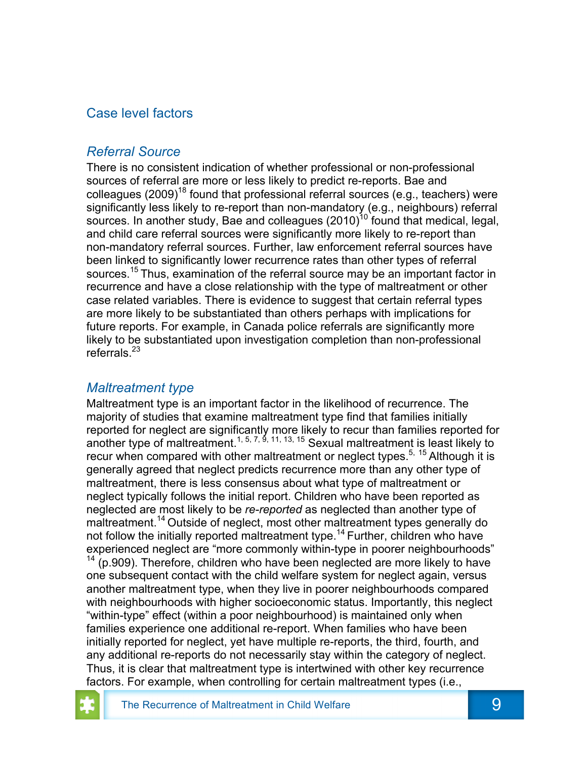## Case level factors

### *Referral Source*

There is no consistent indication of whether professional or non-professional sources of referral are more or less likely to predict re-reports. Bae and colleagues (2009)[18] found that professional referral sources (e.g., teachers) were significantly less likely to re-report than non-mandatory (e.g., neighbours) referral sources. In another study, Bae and colleagues (2010)[10] found that medical, legal, and child care referral sources were significantly more likely to re-report than non-mandatory referral sources. Further, law enforcement referral sources have been linked to significantly lower recurrence rates than other types of referral sources.[15] Thus, examination of the referral source may be an important factor in recurrence and have a close relationship with the type of maltreatment or other case related variables. There is evidence to suggest that certain referral types are more likely to be substantiated than others perhaps with implications for future reports. For example, in Canada police referrals are significantly more likely to be substantiated upon investigation completion than non-professional referrals.[23]

### *Maltreatment type*

Maltreatment type is an important factor in the likelihood of recurrence. The majority of studies that examine maltreatment type find that families initially reported for neglect are significantly more likely to recur than families reported for another type of maltreatment.[1, 5, 7, 9, 11, 13, 15] Sexual maltreatment is least likely to recur when compared with other maltreatment or neglect types.[5, 15] Although it is generally agreed that neglect predicts recurrence more than any other type of maltreatment, there is less consensus about what type of maltreatment or neglect typically follows the initial report. Children who have been reported as neglected are most likely to be *re-reported* as neglected than another type of maltreatment.[14] Outside of neglect, most other maltreatment types generally do not follow the initially reported maltreatment type.[14] Further, children who have experienced neglect are "more commonly within-type in poorer neighbourhoods" [14] (p.909). Therefore, children who have been neglected are more likely to have one subsequent contact with the child welfare system for neglect again, versus another maltreatment type, when they live in poorer neighbourhoods compared with neighbourhoods with higher socioeconomic status. Importantly, this neglect "within-type" effect (within a poor neighbourhood) is maintained only when families experience one additional re-report. When families who have been initially reported for neglect, yet have multiple re-reports, the third, fourth, and any additional re-reports do not necessarily stay within the category of neglect. Thus, it is clear that maltreatment type is intertwined with other key recurrence factors. For example, when controlling for certain maltreatment types (i.e.,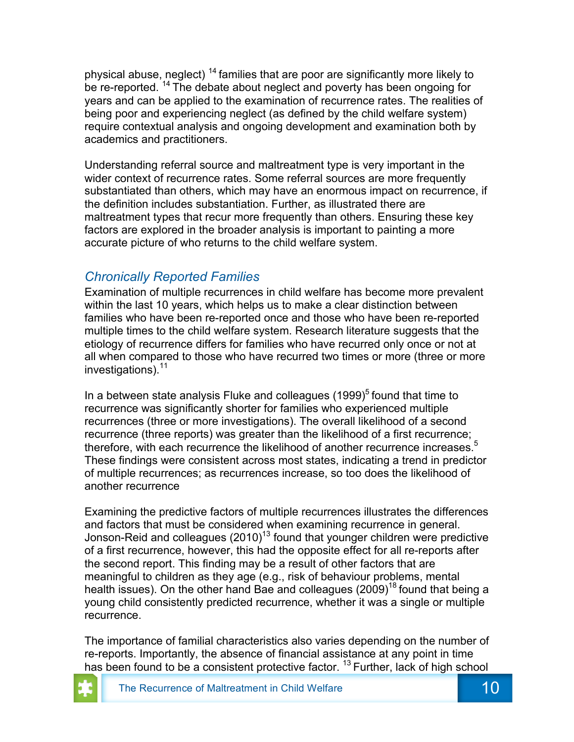physical abuse, neglect) [14] families that are poor are significantly more likely to be re-reported. [14] The debate about neglect and poverty has been ongoing for years and can be applied to the examination of recurrence rates. The realities of being poor and experiencing neglect (as defined by the child welfare system) require contextual analysis and ongoing development and examination both by academics and practitioners.

Understanding referral source and maltreatment type is very important in the wider context of recurrence rates. Some referral sources are more frequently substantiated than others, which may have an enormous impact on recurrence, if the definition includes substantiation. Further, as illustrated there are maltreatment types that recur more frequently than others. Ensuring these key factors are explored in the broader analysis is important to painting a more accurate picture of who returns to the child welfare system.

## *Chronically Reported Families*

Examination of multiple recurrences in child welfare has become more prevalent within the last 10 years, which helps us to make a clear distinction between families who have been re-reported once and those who have been re-reported multiple times to the child welfare system. Research literature suggests that the etiology of recurrence differs for families who have recurred only once or not at all when compared to those who have recurred two times or more (three or more investigations).[11]

In a between state analysis Fluke and colleagues (1999)[5] found that time to recurrence was significantly shorter for families who experienced multiple recurrences (three or more investigations). The overall likelihood of a second recurrence (three reports) was greater than the likelihood of a first recurrence; therefore, with each recurrence the likelihood of another recurrence increases.[5] These findings were consistent across most states, indicating a trend in predictor of multiple recurrences; as recurrences increase, so too does the likelihood of another recurrence

Examining the predictive factors of multiple recurrences illustrates the differences and factors that must be considered when examining recurrence in general. Jonson-Reid and colleagues (2010)[13] found that younger children were predictive of a first recurrence, however, this had the opposite effect for all re-reports after the second report. This finding may be a result of other factors that are meaningful to children as they age (e.g., risk of behaviour problems, mental health issues). On the other hand Bae and colleagues (2009)[18] found that being a young child consistently predicted recurrence, whether it was a single or multiple recurrence.

The importance of familial characteristics also varies depending on the number of re-reports. Importantly, the absence of financial assistance at any point in time has been found to be a consistent protective factor. [13] Further, lack of high school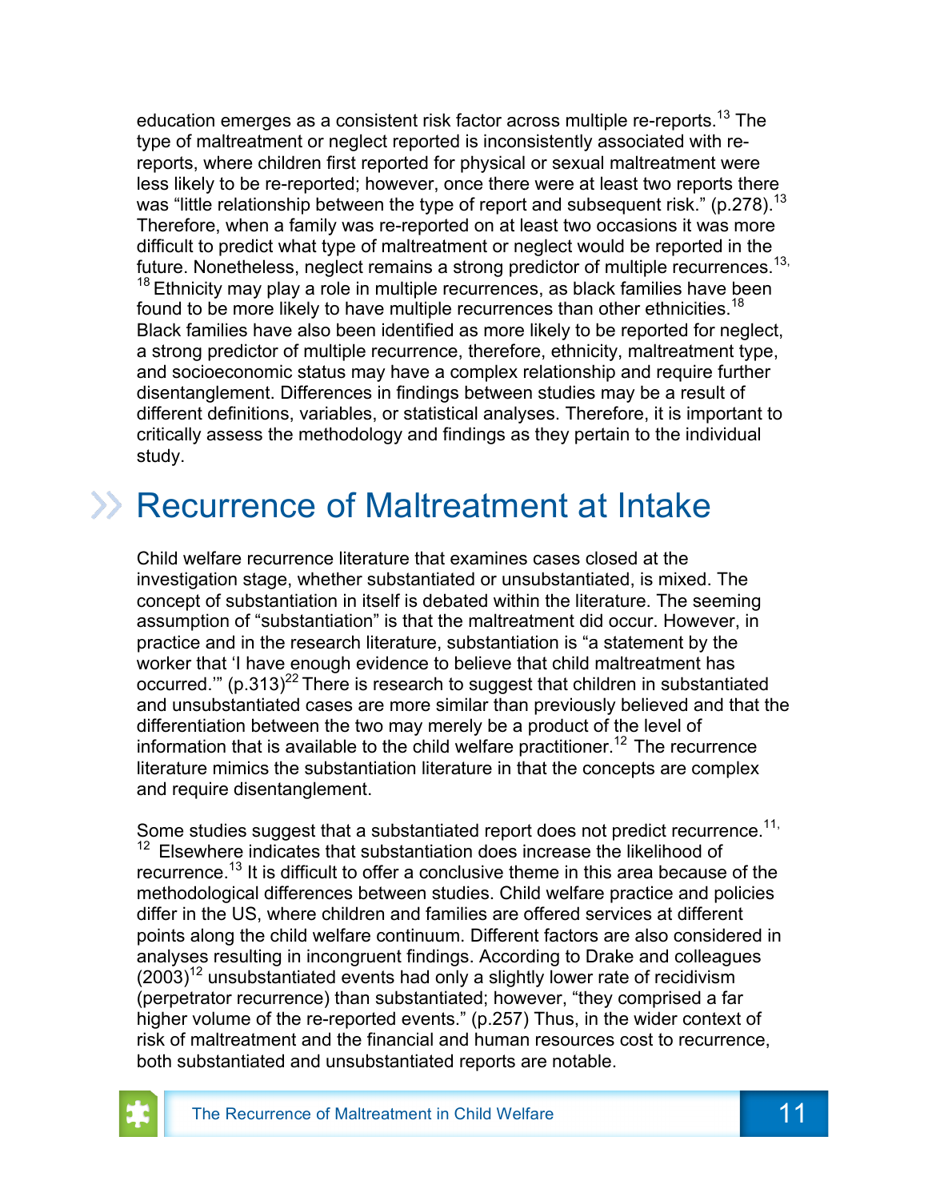education emerges as a consistent risk factor across multiple re-reports.[13] The type of maltreatment or neglect reported is inconsistently associated with re-reports, where children first reported for physical or sexual maltreatment were less likely to be re-reported; however, once there were at least two reports there was "little relationship between the type of report and subsequent risk." (p.278).[13] Therefore, when a family was re-reported on at least two occasions it was more difficult to predict what type of maltreatment or neglect would be reported in the future. Nonetheless, neglect remains a strong predictor of multiple recurrences.[13, 18] Ethnicity may play a role in multiple recurrences, as black families have been found to be more likely to have multiple recurrences than other ethnicities.[18] Black families have also been identified as more likely to be reported for neglect, a strong predictor of multiple recurrence, therefore, ethnicity, maltreatment type, and socioeconomic status may have a complex relationship and require further disentanglement. Differences in findings between studies may be a result of different definitions, variables, or statistical analyses. Therefore, it is important to critically assess the methodology and findings as they pertain to the individual study.

## Recurrence of Maltreatment at Intake

Child welfare recurrence literature that examines cases closed at the investigation stage, whether substantiated or unsubstantiated, is mixed. The concept of substantiation in itself is debated within the literature. The seeming assumption of "substantiation" is that the maltreatment did occur. However, in practice and in the research literature, substantiation is "a statement by the worker that 'I have enough evidence to believe that child maltreatment has occurred.'" (p.313)[22] There is research to suggest that children in substantiated and unsubstantiated cases are more similar than previously believed and that the differentiation between the two may merely be a product of the level of information that is available to the child welfare practitioner.[12] The recurrence literature mimics the substantiation literature in that the concepts are complex and require disentanglement.

Some studies suggest that a substantiated report does not predict recurrence.[11, 12] Elsewhere indicates that substantiation does increase the likelihood of recurrence.[13] It is difficult to offer a conclusive theme in this area because of the methodological differences between studies. Child welfare practice and policies differ in the US, where children and families are offered services at different points along the child welfare continuum. Different factors are also considered in analyses resulting in incongruent findings. According to Drake and colleagues (2003)[12] unsubstantiated events had only a slightly lower rate of recidivism (perpetrator recurrence) than substantiated; however, "they comprised a far higher volume of the re-reported events." (p.257) Thus, in the wider context of risk of maltreatment and the financial and human resources cost to recurrence, both substantiated and unsubstantiated reports are notable.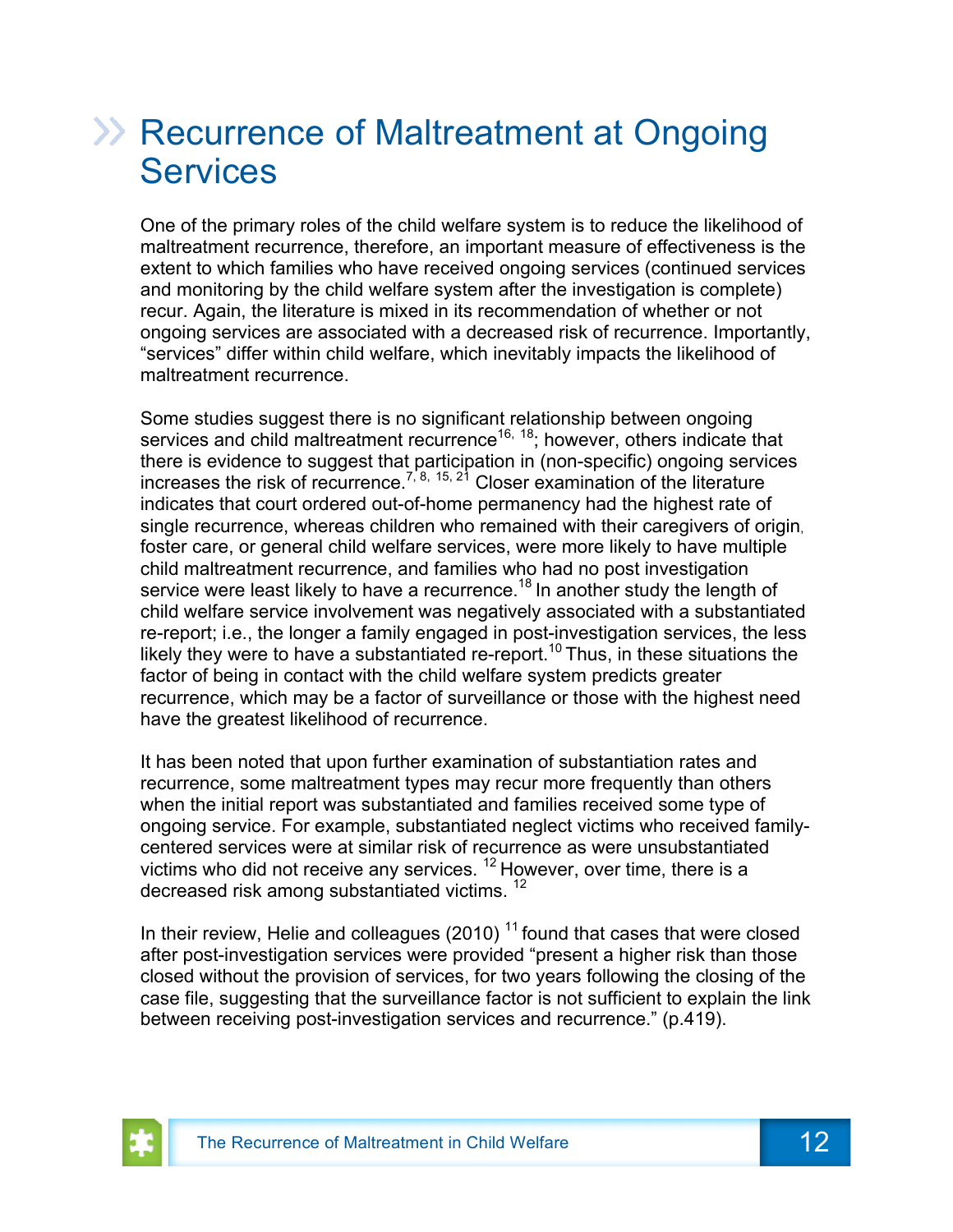# Recurrence of Maltreatment at Ongoing Services

One of the primary roles of the child welfare system is to reduce the likelihood of maltreatment recurrence, therefore, an important measure of effectiveness is the extent to which families who have received ongoing services (continued services and monitoring by the child welfare system after the investigation is complete) recur. Again, the literature is mixed in its recommendation of whether or not ongoing services are associated with a decreased risk of recurrence. Importantly, "services" differ within child welfare, which inevitably impacts the likelihood of maltreatment recurrence.

Some studies suggest there is no significant relationship between ongoing services and child maltreatment recurrence[16, 18]; however, others indicate that there is evidence to suggest that participation in (non-specific) ongoing services increases the risk of recurrence.[7, 8, 15, 21] Closer examination of the literature indicates that court ordered out-of-home permanency had the highest rate of single recurrence, whereas children who remained with their caregivers of origin, foster care, or general child welfare services, were more likely to have multiple child maltreatment recurrence, and families who had no post investigation service were least likely to have a recurrence.[18] In another study the length of child welfare service involvement was negatively associated with a substantiated re-report; i.e., the longer a family engaged in post-investigation services, the less likely they were to have a substantiated re-report.[10] Thus, in these situations the factor of being in contact with the child welfare system predicts greater recurrence, which may be a factor of surveillance or those with the highest need have the greatest likelihood of recurrence.

It has been noted that upon further examination of substantiation rates and recurrence, some maltreatment types may recur more frequently than others when the initial report was substantiated and families received some type of ongoing service. For example, substantiated neglect victims who received family-centered services were at similar risk of recurrence as were unsubstantiated victims who did not receive any services. [12] However, over time, there is a decreased risk among substantiated victims. [12]

In their review, Helie and colleagues (2010) [11] found that cases that were closed after post-investigation services were provided "present a higher risk than those closed without the provision of services, for two years following the closing of the case file, suggesting that the surveillance factor is not sufficient to explain the link between receiving post-investigation services and recurrence." (p.419).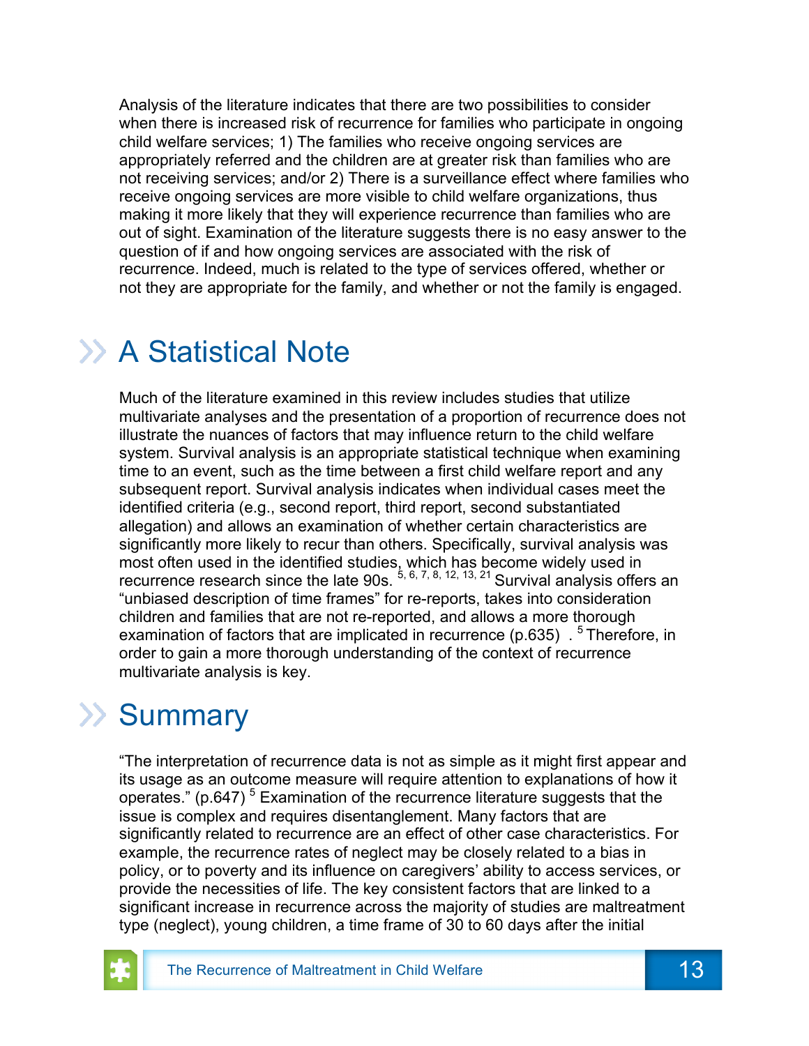Analysis of the literature indicates that there are two possibilities to consider when there is increased risk of recurrence for families who participate in ongoing child welfare services; 1) The families who receive ongoing services are appropriately referred and the children are at greater risk than families who are not receiving services; and/or 2) There is a surveillance effect where families who receive ongoing services are more visible to child welfare organizations, thus making it more likely that they will experience recurrence than families who are out of sight. Examination of the literature suggests there is no easy answer to the question of if and how ongoing services are associated with the risk of recurrence. Indeed, much is related to the type of services offered, whether or not they are appropriate for the family, and whether or not the family is engaged.

## A Statistical Note

Much of the literature examined in this review includes studies that utilize multivariate analyses and the presentation of a proportion of recurrence does not illustrate the nuances of factors that may influence return to the child welfare system. Survival analysis is an appropriate statistical technique when examining time to an event, such as the time between a first child welfare report and any subsequent report. Survival analysis indicates when individual cases meet the identified criteria (e.g., second report, third report, second substantiated allegation) and allows an examination of whether certain characteristics are significantly more likely to recur than others. Specifically, survival analysis was most often used in the identified studies, which has become widely used in recurrence research since the late 90s. [5, 6, 7, 8, 12, 13, 21] Survival analysis offers an "unbiased description of time frames" for re-reports, takes into consideration children and families that are not re-reported, and allows a more thorough examination of factors that are implicated in recurrence (p.635) . [5] Therefore, in order to gain a more thorough understanding of the context of recurrence multivariate analysis is key.

## Summary

"The interpretation of recurrence data is not as simple as it might first appear and its usage as an outcome measure will require attention to explanations of how it operates." (p.647) [5] Examination of the recurrence literature suggests that the issue is complex and requires disentanglement. Many factors that are significantly related to recurrence are an effect of other case characteristics. For example, the recurrence rates of neglect may be closely related to a bias in policy, or to poverty and its influence on caregivers' ability to access services, or provide the necessities of life. The key consistent factors that are linked to a significant increase in recurrence across the majority of studies are maltreatment type (neglect), young children, a time frame of 30 to 60 days after the initial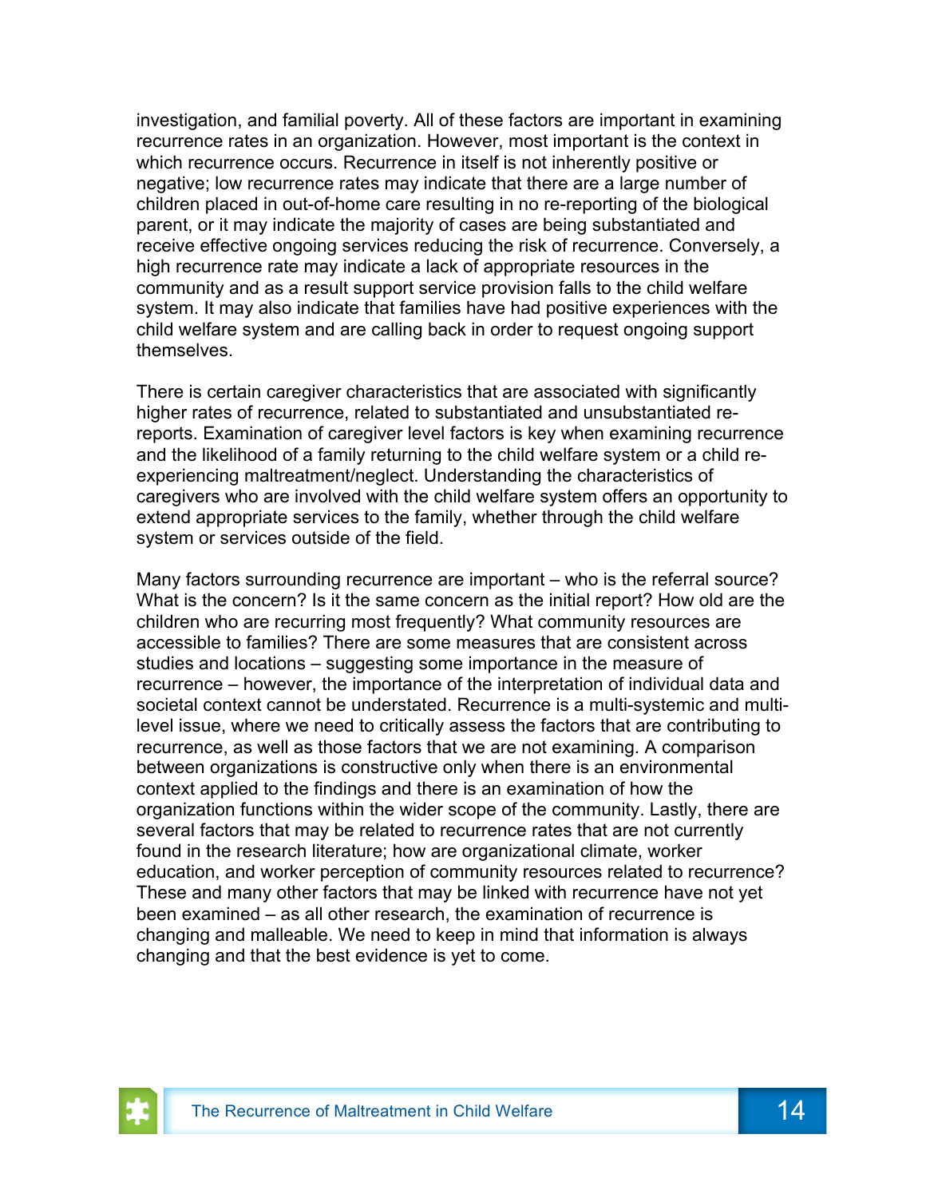investigation, and familial poverty. All of these factors are important in examining recurrence rates in an organization. However, most important is the context in which recurrence occurs. Recurrence in itself is not inherently positive or negative; low recurrence rates may indicate that there are a large number of children placed in out-of-home care resulting in no re-reporting of the biological parent, or it may indicate the majority of cases are being substantiated and receive effective ongoing services reducing the risk of recurrence. Conversely, a high recurrence rate may indicate a lack of appropriate resources in the community and as a result support service provision falls to the child welfare system. It may also indicate that families have had positive experiences with the child welfare system and are calling back in order to request ongoing support themselves.

There is certain caregiver characteristics that are associated with significantly higher rates of recurrence, related to substantiated and unsubstantiated re-reports. Examination of caregiver level factors is key when examining recurrence and the likelihood of a family returning to the child welfare system or a child re-experiencing maltreatment/neglect. Understanding the characteristics of caregivers who are involved with the child welfare system offers an opportunity to extend appropriate services to the family, whether through the child welfare system or services outside of the field.

Many factors surrounding recurrence are important – who is the referral source? What is the concern? Is it the same concern as the initial report? How old are the children who are recurring most frequently? What community resources are accessible to families? There are some measures that are consistent across studies and locations – suggesting some importance in the measure of recurrence – however, the importance of the interpretation of individual data and societal context cannot be understated. Recurrence is a multi-systemic and multi-level issue, where we need to critically assess the factors that are contributing to recurrence, as well as those factors that we are not examining. A comparison between organizations is constructive only when there is an environmental context applied to the findings and there is an examination of how the organization functions within the wider scope of the community. Lastly, there are several factors that may be related to recurrence rates that are not currently found in the research literature; how are organizational climate, worker education, and worker perception of community resources related to recurrence? These and many other factors that may be linked with recurrence have not yet been examined – as all other research, the examination of recurrence is changing and malleable. We need to keep in mind that information is always changing and that the best evidence is yet to come.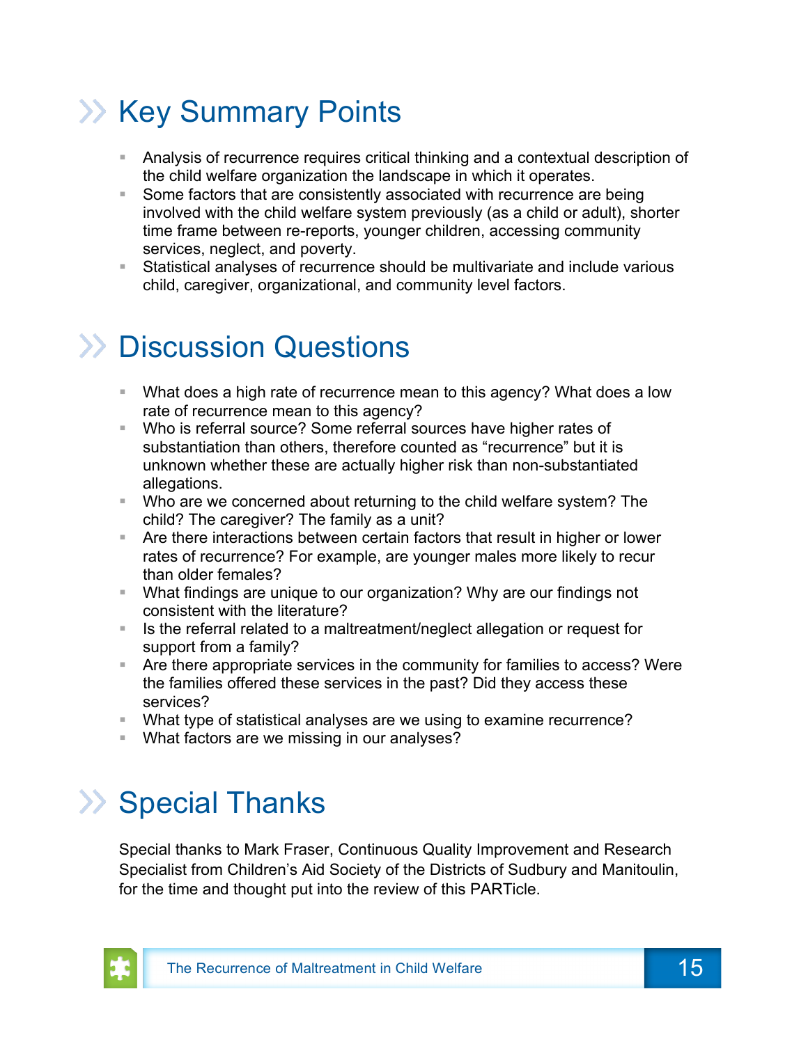## Key Summary Points

- Analysis of recurrence requires critical thinking and a contextual description of the child welfare organization the landscape in which it operates.
- Some factors that are consistently associated with recurrence are being involved with the child welfare system previously (as a child or adult), shorter time frame between re-reports, younger children, accessing community services, neglect, and poverty.
- Statistical analyses of recurrence should be multivariate and include various child, caregiver, organizational, and community level factors.

## Discussion Questions

- What does a high rate of recurrence mean to this agency? What does a low rate of recurrence mean to this agency?
- Who is referral source? Some referral sources have higher rates of substantiation than others, therefore counted as "recurrence" but it is unknown whether these are actually higher risk than non-substantiated allegations.
- Who are we concerned about returning to the child welfare system? The child? The caregiver? The family as a unit?
- Are there interactions between certain factors that result in higher or lower rates of recurrence? For example, are younger males more likely to recur than older females?
- What findings are unique to our organization? Why are our findings not consistent with the literature?
- Is the referral related to a maltreatment/neglect allegation or request for support from a family?
- Are there appropriate services in the community for families to access? Were the families offered these services in the past? Did they access these services?
- What type of statistical analyses are we using to examine recurrence?
- What factors are we missing in our analyses?

## Special Thanks

Special thanks to Mark Fraser, Continuous Quality Improvement and Research Specialist from Children's Aid Society of the Districts of Sudbury and Manitoulin, for the time and thought put into the review of this PARTicle.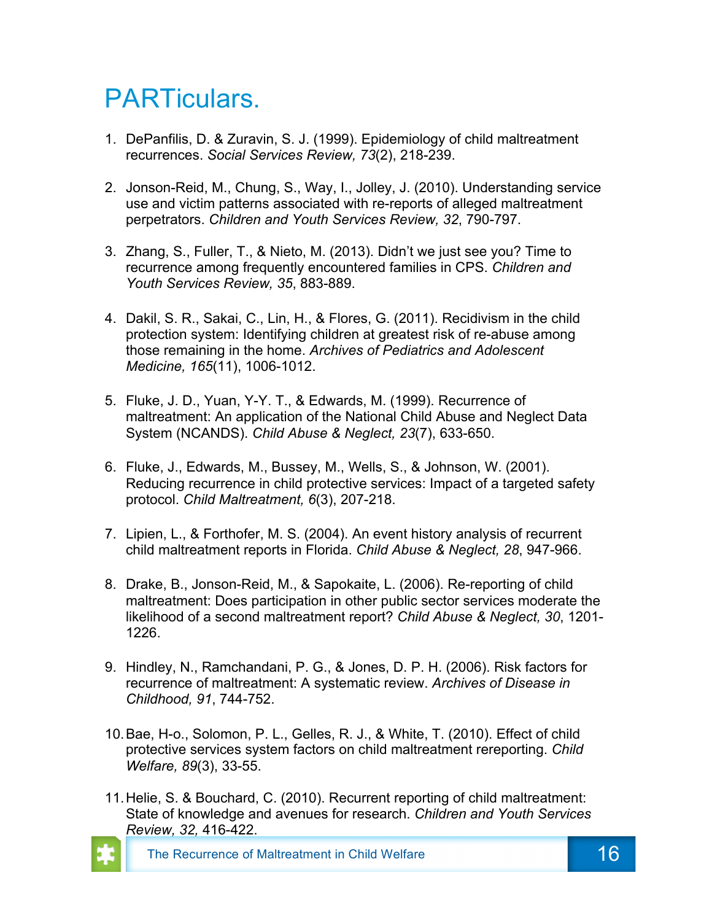# PARTiculars.

1. DePanfilis, D. & Zuravin, S. J. (1999). Epidemiology of child maltreatment recurrences. *Social Services Review, 73*(2), 218-239.

2. Jonson-Reid, M., Chung, S., Way, I., Jolley, J. (2010). Understanding service use and victim patterns associated with re-reports of alleged maltreatment perpetrators. *Children and Youth Services Review, 32*, 790-797.

3. Zhang, S., Fuller, T., & Nieto, M. (2013). Didn't we just see you? Time to recurrence among frequently encountered families in CPS. *Children and Youth Services Review, 35*, 883-889.

4. Dakil, S. R., Sakai, C., Lin, H., & Flores, G. (2011). Recidivism in the child protection system: Identifying children at greatest risk of re-abuse among those remaining in the home. *Archives of Pediatrics and Adolescent Medicine, 165*(11), 1006-1012.

5. Fluke, J. D., Yuan, Y-Y. T., & Edwards, M. (1999). Recurrence of maltreatment: An application of the National Child Abuse and Neglect Data System (NCANDS). *Child Abuse & Neglect, 23*(7), 633-650.

6. Fluke, J., Edwards, M., Bussey, M., Wells, S., & Johnson, W. (2001). Reducing recurrence in child protective services: Impact of a targeted safety protocol. *Child Maltreatment, 6*(3), 207-218.

7. Lipien, L., & Forthofer, M. S. (2004). An event history analysis of recurrent child maltreatment reports in Florida. *Child Abuse & Neglect, 28*, 947-966.

8. Drake, B., Jonson-Reid, M., & Sapokaite, L. (2006). Re-reporting of child maltreatment: Does participation in other public sector services moderate the likelihood of a second maltreatment report? *Child Abuse & Neglect, 30*, 1201-1226.

9. Hindley, N., Ramchandani, P. G., & Jones, D. P. H. (2006). Risk factors for recurrence of maltreatment: A systematic review. *Archives of Disease in Childhood, 91*, 744-752.

10. Bae, H-o., Solomon, P. L., Gelles, R. J., & White, T. (2010). Effect of child protective services system factors on child maltreatment rereporting. *Child Welfare, 89*(3), 33-55.

11. Helie, S. & Bouchard, C. (2010). Recurrent reporting of child maltreatment: State of knowledge and avenues for research. *Children and Youth Services Review, 32,* 416-422.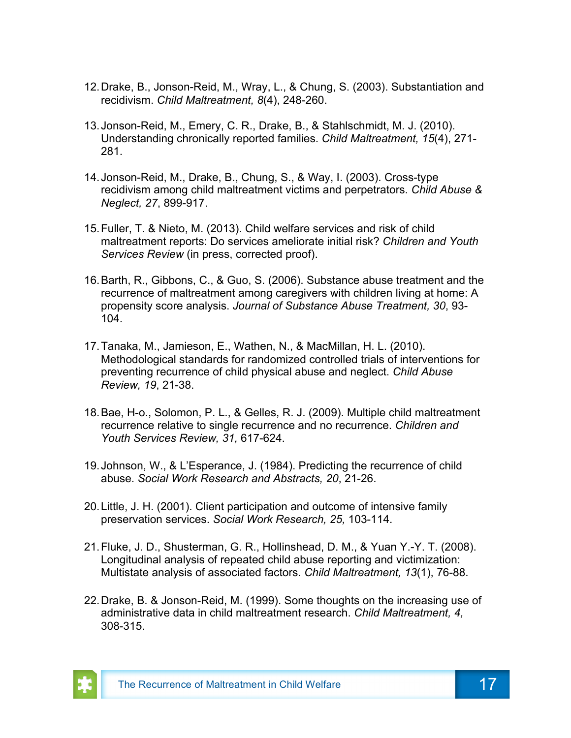12. Drake, B., Jonson-Reid, M., Wray, L., & Chung, S. (2003). Substantiation and recidivism. *Child Maltreatment, 8*(4), 248-260.

13. Jonson-Reid, M., Emery, C. R., Drake, B., & Stahlschmidt, M. J. (2010). Understanding chronically reported families. *Child Maltreatment, 15*(4), 271-281.

14. Jonson-Reid, M., Drake, B., Chung, S., & Way, I. (2003). Cross-type recidivism among child maltreatment victims and perpetrators. *Child Abuse & Neglect, 27*, 899-917.

15. Fuller, T. & Nieto, M. (2013). Child welfare services and risk of child maltreatment reports: Do services ameliorate initial risk? *Children and Youth Services Review* (in press, corrected proof).

16. Barth, R., Gibbons, C., & Guo, S. (2006). Substance abuse treatment and the recurrence of maltreatment among caregivers with children living at home: A propensity score analysis. *Journal of Substance Abuse Treatment, 30*, 93-104.

17. Tanaka, M., Jamieson, E., Wathen, N., & MacMillan, H. L. (2010). Methodological standards for randomized controlled trials of interventions for preventing recurrence of child physical abuse and neglect. *Child Abuse Review, 19*, 21-38.

18. Bae, H-o., Solomon, P. L., & Gelles, R. J. (2009). Multiple child maltreatment recurrence relative to single recurrence and no recurrence. *Children and Youth Services Review, 31,* 617-624.

19. Johnson, W., & L'Esperance, J. (1984). Predicting the recurrence of child abuse. *Social Work Research and Abstracts, 20*, 21-26.

20. Little, J. H. (2001). Client participation and outcome of intensive family preservation services. *Social Work Research, 25,* 103-114.

21. Fluke, J. D., Shusterman, G. R., Hollinshead, D. M., & Yuan Y.-Y. T. (2008). Longitudinal analysis of repeated child abuse reporting and victimization: Multistate analysis of associated factors. *Child Maltreatment, 13*(1), 76-88.

22. Drake, B. & Jonson-Reid, M. (1999). Some thoughts on the increasing use of administrative data in child maltreatment research. *Child Maltreatment, 4,* 308-315.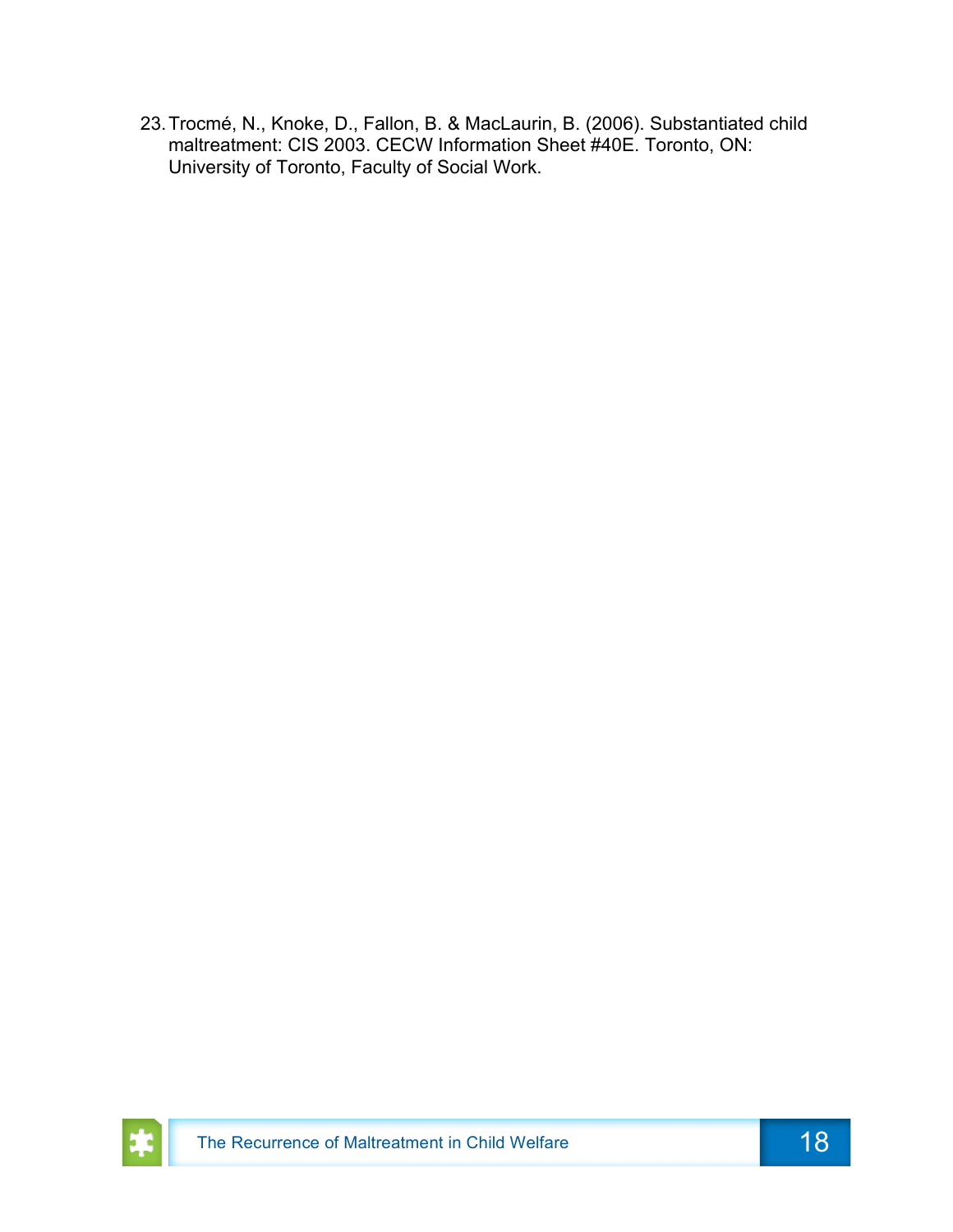23. Trocmé, N., Knoke, D., Fallon, B. & MacLaurin, B. (2006). Substantiated child maltreatment: CIS 2003. CECW Information Sheet #40E. Toronto, ON: University of Toronto, Faculty of Social Work.